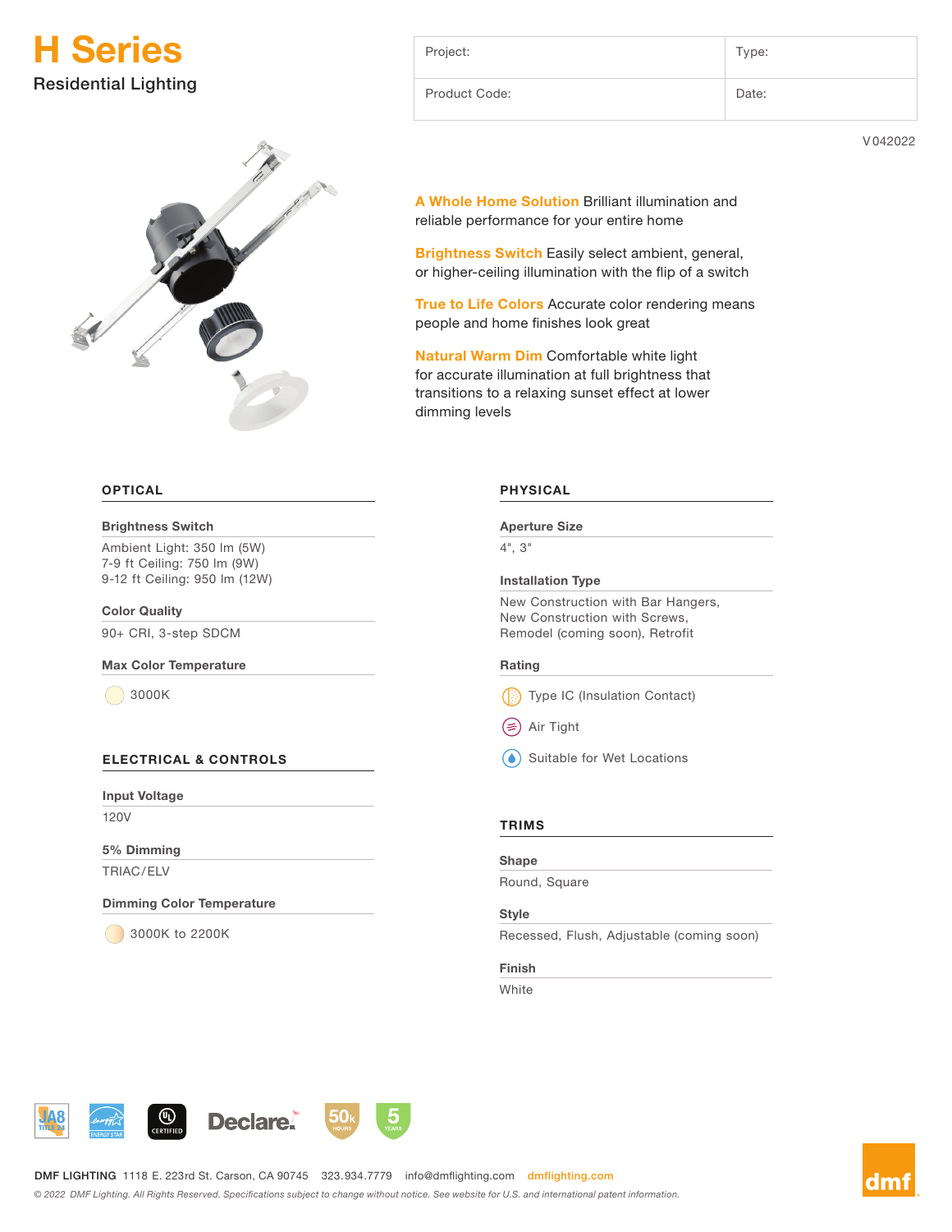# H Series

Residential Lighting

| Project: | Type: |
|---|---|
| Product Code: | Date: |

V042022

**A Whole Home Solution** Brilliant illumination and reliable performance for your entire home

**Brightness Switch** Easily select ambient, general, or higher-ceiling illumination with the flip of a switch

**True to Life Colors** Accurate color rendering means people and home finishes look great

**Natural Warm Dim** Comfortable white light for accurate illumination at full brightness that transitions to a relaxing sunset effect at lower dimming levels

## OPTICAL

**Brightness Switch**

Ambient Light: 350 lm (5W)
7-9 ft Ceiling: 750 lm (9W)
9-12 ft Ceiling: 950 lm (12W)

**Color Quality**

90+ CRI, 3-step SDCM

**Max Color Temperature**

3000K

## ELECTRICAL & CONTROLS

**Input Voltage**

120V

**5% Dimming**

TRIAC/ELV

**Dimming Color Temperature**

3000K to 2200K

## PHYSICAL

**Aperture Size**

4", 3"

**Installation Type**

New Construction with Bar Hangers,
New Construction with Screws,
Remodel (coming soon), Retrofit

**Rating**

Type IC (Insulation Contact)

Air Tight

Suitable for Wet Locations

## TRIMS

**Shape**

Round, Square

**Style**

Recessed, Flush, Adjustable (coming soon)

**Finish**

White

**DMF LIGHTING** 1118 E. 223rd St. Carson, CA 90745 323.934.7779 info@dmflighting.com dmflighting.com

*© 2022 DMF Lighting. All Rights Reserved. Specifications subject to change without notice. See website for U.S. and international patent information.*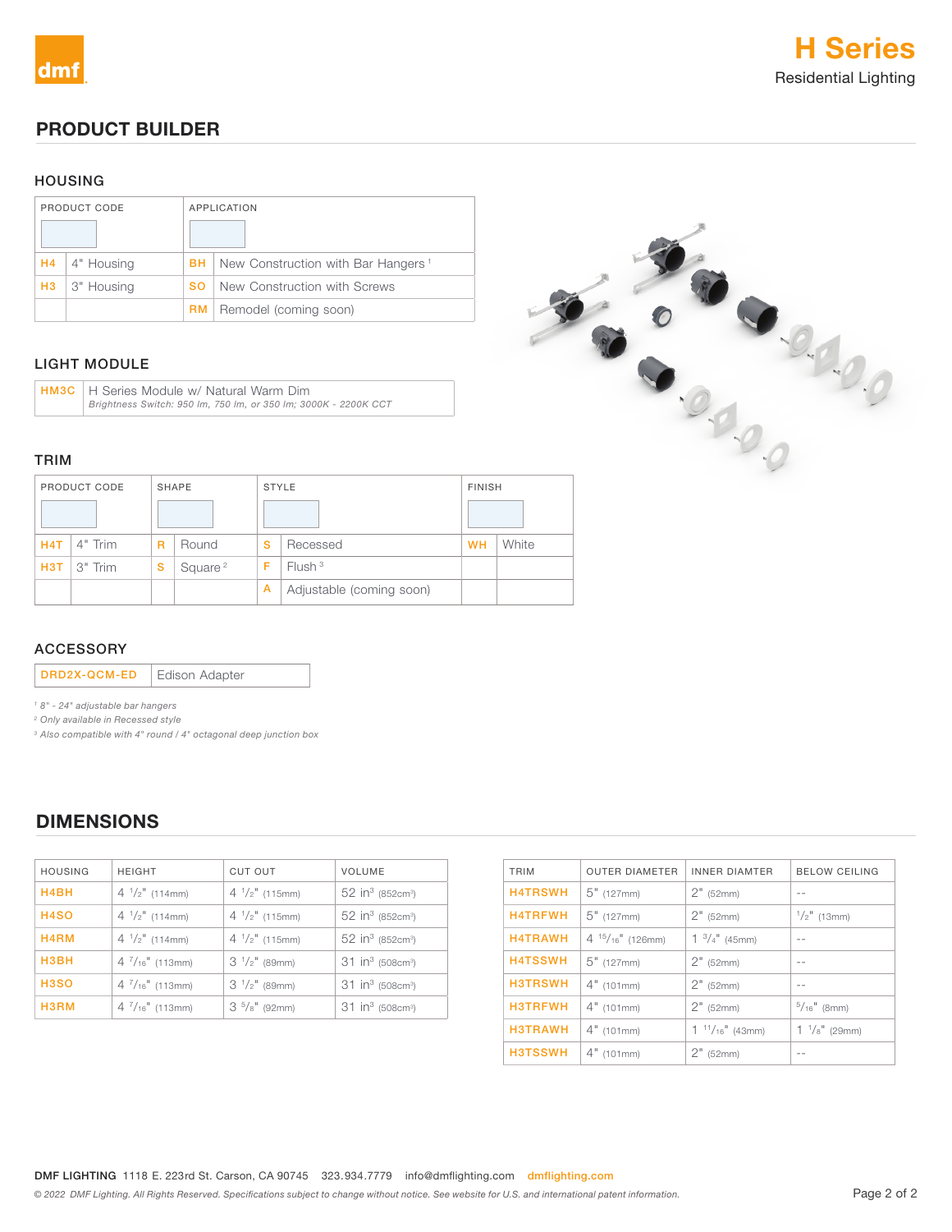## PRODUCT BUILDER

### HOUSING

| PRODUCT CODE | | APPLICATION | |
|---|---|---|---|
| H4 | 4" Housing | BH | New Construction with Bar Hangers [1] |
| H3 | 3" Housing | SO | New Construction with Screws |
| | | RM | Remodel (coming soon) |

### LIGHT MODULE

| | |
|---|---|
| HM3C | H Series Module w/ Natural Warm Dim<br>*Brightness Switch: 950 lm, 750 lm, or 350 lm; 3000K - 2200K CCT* |

### TRIM

| PRODUCT CODE | | SHAPE | | STYLE | | FINISH | |
|---|---|---|---|---|---|---|---|
| H4T | 4" Trim | R | Round | S | Recessed | WH | White |
| H3T | 3" Trim | S | Square [2] | F | Flush [3] | | |
| | | | | A | Adjustable (coming soon) | | |

### ACCESSORY

| | |
|---|---|
| DRD2X-QCM-ED | Edison Adapter |

*[1] 8" - 24" adjustable bar hangers*
*[2] Only available in Recessed style*
*[3] Also compatible with 4" round / 4" octagonal deep junction box*

## DIMENSIONS

| HOUSING | HEIGHT | CUT OUT | VOLUME |
|---|---|---|---|
| H4BH | 4 1/2" (114mm) | 4 1/2" (115mm) | 52 in³ (852cm³) |
| H4SO | 4 1/2" (114mm) | 4 1/2" (115mm) | 52 in³ (852cm³) |
| H4RM | 4 1/2" (114mm) | 4 1/2" (115mm) | 52 in³ (852cm³) |
| H3BH | 4 7/16" (113mm) | 3 1/2" (89mm) | 31 in³ (508cm³) |
| H3SO | 4 7/16" (113mm) | 3 1/2" (89mm) | 31 in³ (508cm³) |
| H3RM | 4 7/16" (113mm) | 3 5/8" (92mm) | 31 in³ (508cm³) |

| TRIM | OUTER DIAMETER | INNER DIAMTER | BELOW CEILING |
|---|---|---|---|
| H4TRSWH | 5" (127mm) | 2" (52mm) | -- |
| H4TRFWH | 5" (127mm) | 2" (52mm) | 1/2" (13mm) |
| H4TRAWH | 4 15/16" (126mm) | 1 3/4" (45mm) | -- |
| H4TSSWH | 5" (127mm) | 2" (52mm) | -- |
| H3TRSWH | 4" (101mm) | 2" (52mm) | -- |
| H3TRFWH | 4" (101mm) | 2" (52mm) | 5/16" (8mm) |
| H3TRAWH | 4" (101mm) | 1 11/16" (43mm) | 1 1/8" (29mm) |
| H3TSSWH | 4" (101mm) | 2" (52mm) | -- |

**DMF LIGHTING** 1118 E. 223rd St. Carson, CA 90745 323.934.7779 info@dmflighting.com dmflighting.com

*© 2022 DMF Lighting. All Rights Reserved. Specifications subject to change without notice. See website for U.S. and international patent information.*